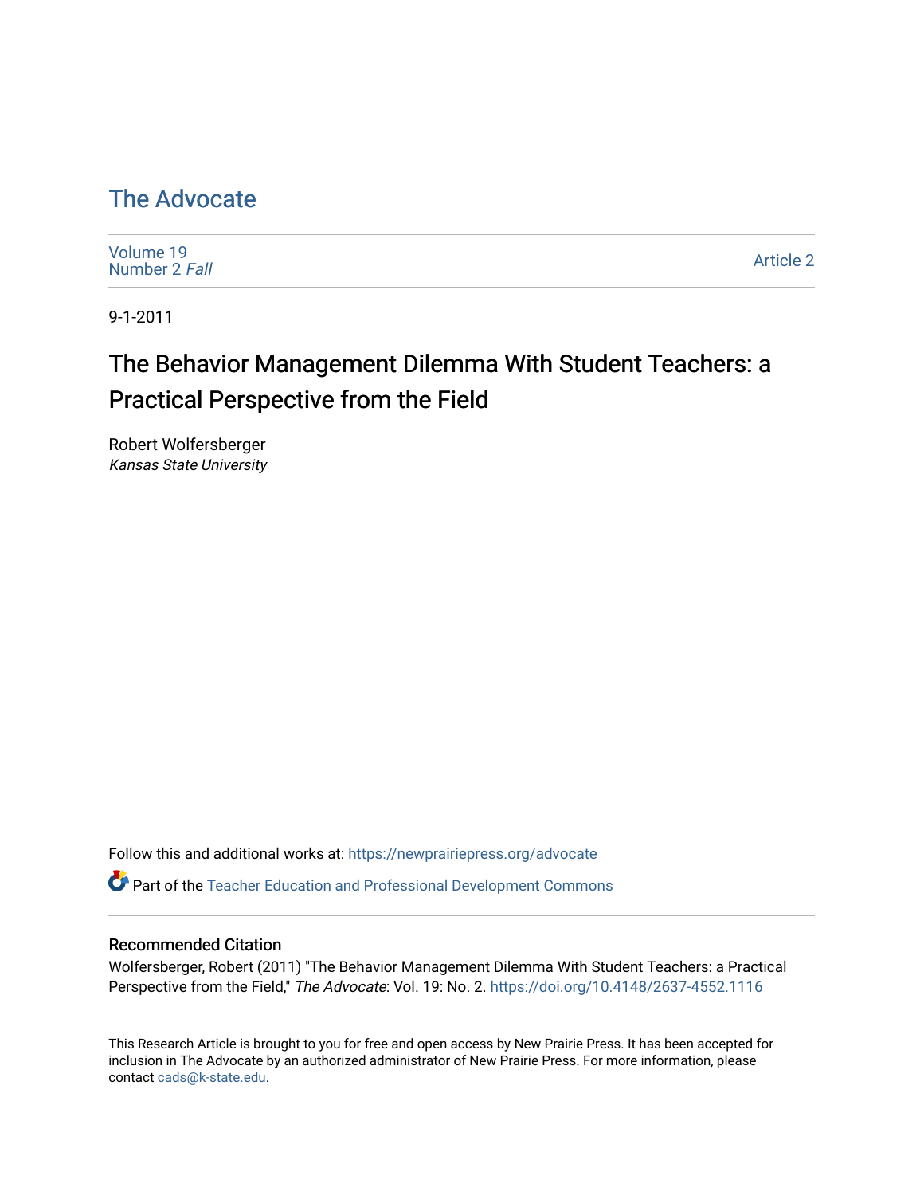# The Advocate

Volume 19
Number 2 *Fall*

Article 2

9-1-2011

## The Behavior Management Dilemma With Student Teachers: a Practical Perspective from the Field

Robert Wolfersberger
*Kansas State University*

Follow this and additional works at: https://newprairiepress.org/advocate

Part of the Teacher Education and Professional Development Commons

### Recommended Citation

Wolfersberger, Robert (2011) "The Behavior Management Dilemma With Student Teachers: a Practical Perspective from the Field," *The Advocate*: Vol. 19: No. 2. https://doi.org/10.4148/2637-4552.1116

This Research Article is brought to you for free and open access by New Prairie Press. It has been accepted for inclusion in The Advocate by an authorized administrator of New Prairie Press. For more information, please contact cads@k-state.edu.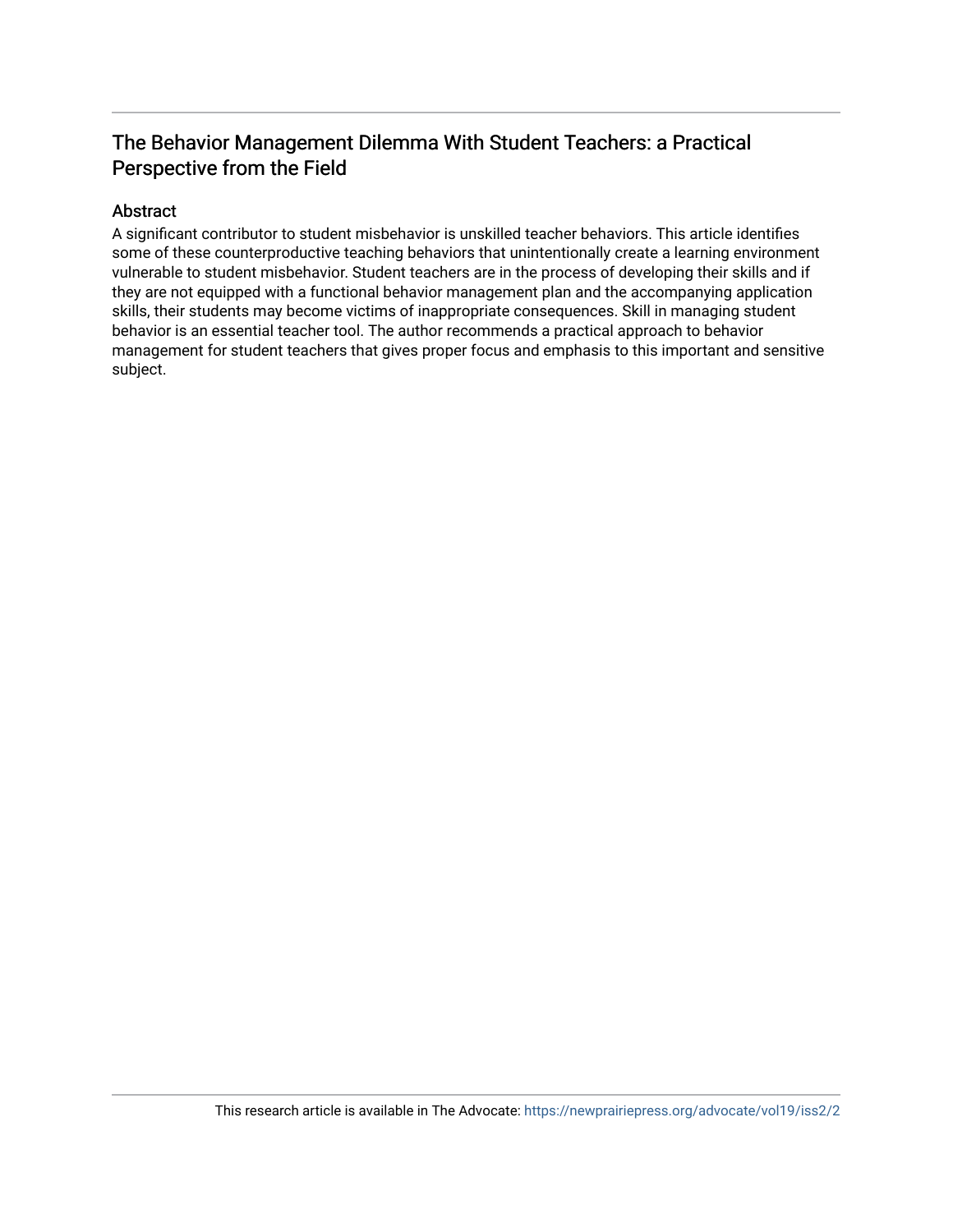## The Behavior Management Dilemma With Student Teachers: a Practical Perspective from the Field

### Abstract

A significant contributor to student misbehavior is unskilled teacher behaviors. This article identifies some of these counterproductive teaching behaviors that unintentionally create a learning environment vulnerable to student misbehavior. Student teachers are in the process of developing their skills and if they are not equipped with a functional behavior management plan and the accompanying application skills, their students may become victims of inappropriate consequences. Skill in managing student behavior is an essential teacher tool. The author recommends a practical approach to behavior management for student teachers that gives proper focus and emphasis to this important and sensitive subject.

This research article is available in The Advocate: https://newprairiepress.org/advocate/vol19/iss2/2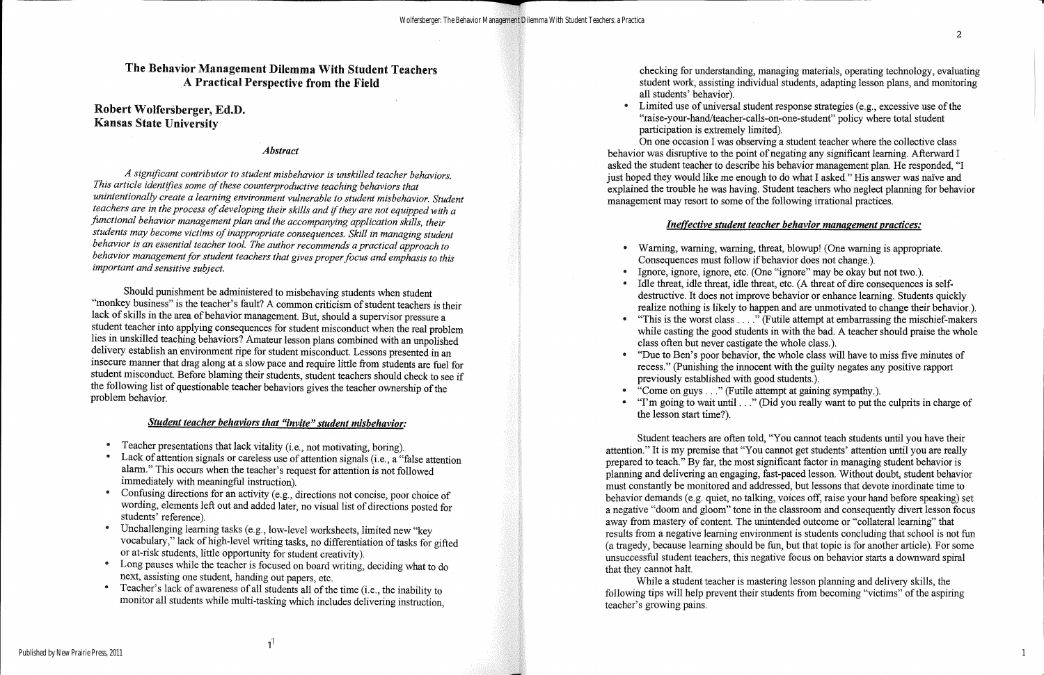## The Behavior Management Dilemma With Student Teachers
## A Practical Perspective from the Field

**Robert Wolfersberger, Ed.D.**
**Kansas State University**

### *Abstract*

*A significant contributor to student misbehavior is unskilled teacher behaviors. This article identifies some of these counterproductive teaching behaviors that unintentionally create a learning environment vulnerable to student misbehavior. Student teachers are in the process of developing their skills and if they are not equipped with a functional behavior management plan and the accompanying application skills, their students may become victims of inappropriate consequences. Skill in managing student behavior is an essential teacher tool. The author recommends a practical approach to behavior management for student teachers that gives proper focus and emphasis to this important and sensitive subject.*

Should punishment be administered to misbehaving students when student "monkey business" is the teacher's fault? A common criticism of student teachers is their lack of skills in the area of behavior management. But, should a supervisor pressure a student teacher into applying consequences for student misconduct when the real problem lies in unskilled teaching behaviors? Amateur lesson plans combined with an unpolished delivery establish an environment ripe for student misconduct. Lessons presented in an insecure manner that drag along at a slow pace and require little from students are fuel for student misconduct. Before blaming their students, student teachers should check to see if the following list of questionable teacher behaviors gives the teacher ownership of the problem behavior.

***Student teacher behaviors that "invite" student misbehavior:***

- Teacher presentations that lack vitality (i.e., not motivating, boring).
- Lack of attention signals or careless use of attention signals (i.e., a "false attention alarm." This occurs when the teacher's request for attention is not followed immediately with meaningful instruction).
- Confusing directions for an activity (e.g., directions not concise, poor choice of wording, elements left out and added later, no visual list of directions posted for students' reference).
- Unchallenging learning tasks (e.g., low-level worksheets, limited new "key vocabulary," lack of high-level writing tasks, no differentiation of tasks for gifted or at-risk students, little opportunity for student creativity).
- Long pauses while the teacher is focused on board writing, deciding what to do next, assisting one student, handing out papers, etc.
- Teacher's lack of awareness of all students all of the time (i.e., the inability to monitor all students while multi-tasking which includes delivering instruction, checking for understanding, managing materials, operating technology, evaluating student work, assisting individual students, adapting lesson plans, and monitoring all students' behavior).
- Limited use of universal student response strategies (e.g., excessive use of the "raise-your-hand/teacher-calls-on-one-student" policy where total student participation is extremely limited).

On one occasion I was observing a student teacher where the collective class behavior was disruptive to the point of negating any significant learning. Afterward I asked the student teacher to describe his behavior management plan. He responded, "I just hoped they would like me enough to do what I asked." His answer was naïve and explained the trouble he was having. Student teachers who neglect planning for behavior management may resort to some of the following irrational practices.

***Ineffective student teacher behavior management practices:***

- Warning, warning, warning, threat, blowup! (One warning is appropriate. Consequences must follow if behavior does not change.).
- Ignore, ignore, ignore, etc. (One "ignore" may be okay but not two.).
- Idle threat, idle threat, idle threat, etc. (A threat of dire consequences is self-destructive. It does not improve behavior or enhance learning. Students quickly realize nothing is likely to happen and are unmotivated to change their behavior.).
- "This is the worst class . . . ." (Futile attempt at embarrassing the mischief-makers while casting the good students in with the bad. A teacher should praise the whole class often but never castigate the whole class.).
- "Due to Ben's poor behavior, the whole class will have to miss five minutes of recess." (Punishing the innocent with the guilty negates any positive rapport previously established with good students.).
- "Come on guys . . ." (Futile attempt at gaining sympathy.).
- "I'm going to wait until . . ." (Did you really want to put the culprits in charge of the lesson start time?).

Student teachers are often told, "You cannot teach students until you have their attention." It is my premise that "You cannot get students' attention until you are really prepared to teach." By far, the most significant factor in managing student behavior is planning and delivering an engaging, fast-paced lesson. Without doubt, student behavior must constantly be monitored and addressed, but lessons that devote inordinate time to behavior demands (e.g. quiet, no talking, voices off, raise your hand before speaking) set a negative "doom and gloom" tone in the classroom and consequently divert lesson focus away from mastery of content. The unintended outcome or "collateral learning" that results from a negative learning environment is students concluding that school is not fun (a tragedy, because learning should be fun, but that topic is for another article). For some unsuccessful student teachers, this negative focus on behavior starts a downward spiral that they cannot halt.

While a student teacher is mastering lesson planning and delivery skills, the following tips will help prevent their students from becoming "victims" of the aspiring teacher's growing pains.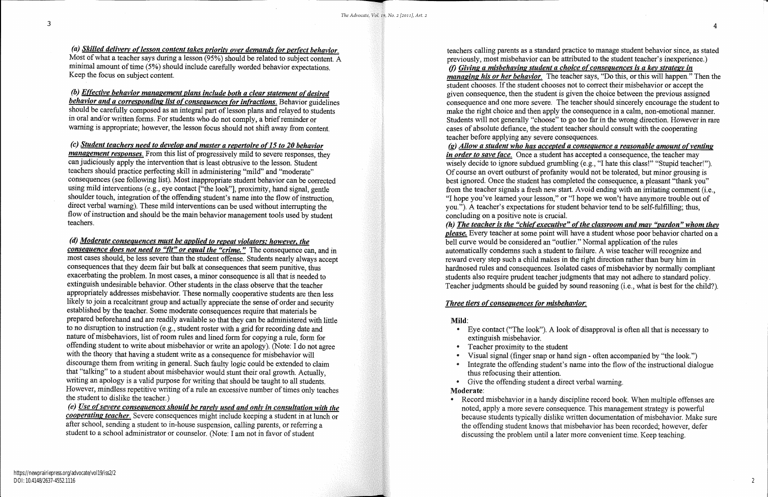*(a)* ***Skilled delivery of lesson content takes priority over demands for perfect behavior.*** Most of what a teacher says during a lesson (95%) should be related to subject content. A minimal amount of time (5%) should include carefully worded behavior expectations. Keep the focus on subject content.

*(b)* ***Effective behavior management plans include both a clear statement of desired behavior and a corresponding list of consequences for infractions.*** Behavior guidelines should be carefully composed as an integral part of lesson plans and relayed to students in oral and/or written forms. For students who do not comply, a brief reminder or warning is appropriate; however, the lesson focus should not shift away from content.

*(c)* ***Student teachers need to develop and master a repertoire of 15 to 20 behavior management responses.*** From this list of progressively mild to severe responses, they can judiciously apply the intervention that is least obtrusive to the lesson. Student teachers should practice perfecting skill in administering "mild" and "moderate" consequences (see following list). Most inappropriate student behavior can be corrected using mild interventions (e.g., eye contact ["the look"], proximity, hand signal, gentle shoulder touch, integration of the offending student's name into the flow of instruction, direct verbal warning). These mild interventions can be used without interrupting the flow of instruction and should be the main behavior management tools used by student teachers.

*(d)* ***Moderate consequences must be applied to repeat violators; however, the consequence does not need to "fit" or equal the "crime."*** The consequence can, and in most cases should, be less severe than the student offense. Students nearly always accept consequences that they deem fair but balk at consequences that seem punitive, thus exacerbating the problem. In most cases, a minor consequence is all that is needed to extinguish undesirable behavior. Other students in the class observe that the teacher appropriately addresses misbehavior. These normally cooperative students are then less likely to join a recalcitrant group and actually appreciate the sense of order and security established by the teacher. Some moderate consequences require that materials be prepared beforehand and are readily available so that they can be administered with little to no disruption to instruction (e.g., student roster with a grid for recording date and nature of misbehaviors, list of room rules and lined form for copying a rule, form for offending student to write about misbehavior or write an apology). (Note: I do not agree with the theory that having a student write as a consequence for misbehavior will discourage them from writing in general. Such faulty logic could be extended to claim that "talking" to a student about misbehavior would stunt their oral growth. Actually, writing an apology is a valid purpose for writing that should be taught to all students. However, mindless repetitive writing of a rule an excessive number of times only teaches the student to dislike the teacher.)

*(e)* ***Use of severe consequences should be rarely used and only in consultation with the cooperating teacher.*** Severe consequences might include keeping a student in at lunch or after school, sending a student to in-house suspension, calling parents, or referring a student to a school administrator or counselor. (Note: I am not in favor of student teachers calling parents as a standard practice to manage student behavior since, as stated previously, most misbehavior can be attributed to the student teacher's inexperience.)

*(f)* ***Giving a misbehaving student a choice of consequences is a key strategy in managing his or her behavior.*** The teacher says, "Do this, or this will happen." Then the student chooses. If the student chooses not to correct their misbehavior or accept the given consequence, then the student is given the choice between the previous assigned consequence and one more severe. The teacher should sincerely encourage the student to make the right choice and then apply the consequence in a calm, non-emotional manner. Students will not generally "choose" to go too far in the wrong direction. However in rare cases of absolute defiance, the student teacher should consult with the cooperating teacher before applying any severe consequences.

*(g)* ***Allow a student who has accepted a consequence a reasonable amount of venting in order to save face.*** Once a student has accepted a consequence, the teacher may wisely decide to ignore subdued grumbling (e.g., "I hate this class!" "Stupid teacher!"). Of course an overt outburst of profanity would not be tolerated, but minor grousing is best ignored. Once the student has completed the consequence, a pleasant "thank you" from the teacher signals a fresh new start. Avoid ending with an irritating comment (i.e., "I hope you've learned your lesson," or "I hope we won't have anymore trouble out of you."). A teacher's expectations for student behavior tend to be self-fulfilling; thus, concluding on a positive note is crucial.

*(h)* ***The teacher is the "chief executive" of the classroom and may "pardon" whom they please.*** Every teacher at some point will have a student whose poor behavior charted on a bell curve would be considered an "outlier." Normal application of the rules automatically condemns such a student to failure. A wise teacher will recognize and reward every step such a child makes in the right direction rather than bury him in hardnosed rules and consequences. Isolated cases of misbehavior by normally compliant students also require prudent teacher judgments that may not adhere to standard policy. Teacher judgments should be guided by sound reasoning (i.e., what is best for the child?).

***Three tiers of consequences for misbehavior:***

**Mild:**

- Eye contact ("The look"). A look of disapproval is often all that is necessary to extinguish misbehavior.
- Teacher proximity to the student
- Visual signal (finger snap or hand sign - often accompanied by "the look.")
- Integrate the offending student's name into the flow of the instructional dialogue thus refocusing their attention.
- Give the offending student a direct verbal warning.

**Moderate:**

- Record misbehavior in a handy discipline record book. When multiple offenses are noted, apply a more severe consequence. This management strategy is powerful because students typically dislike written documentation of misbehavior. Make sure the offending student knows that misbehavior has been recorded; however, defer discussing the problem until a later more convenient time. Keep teaching.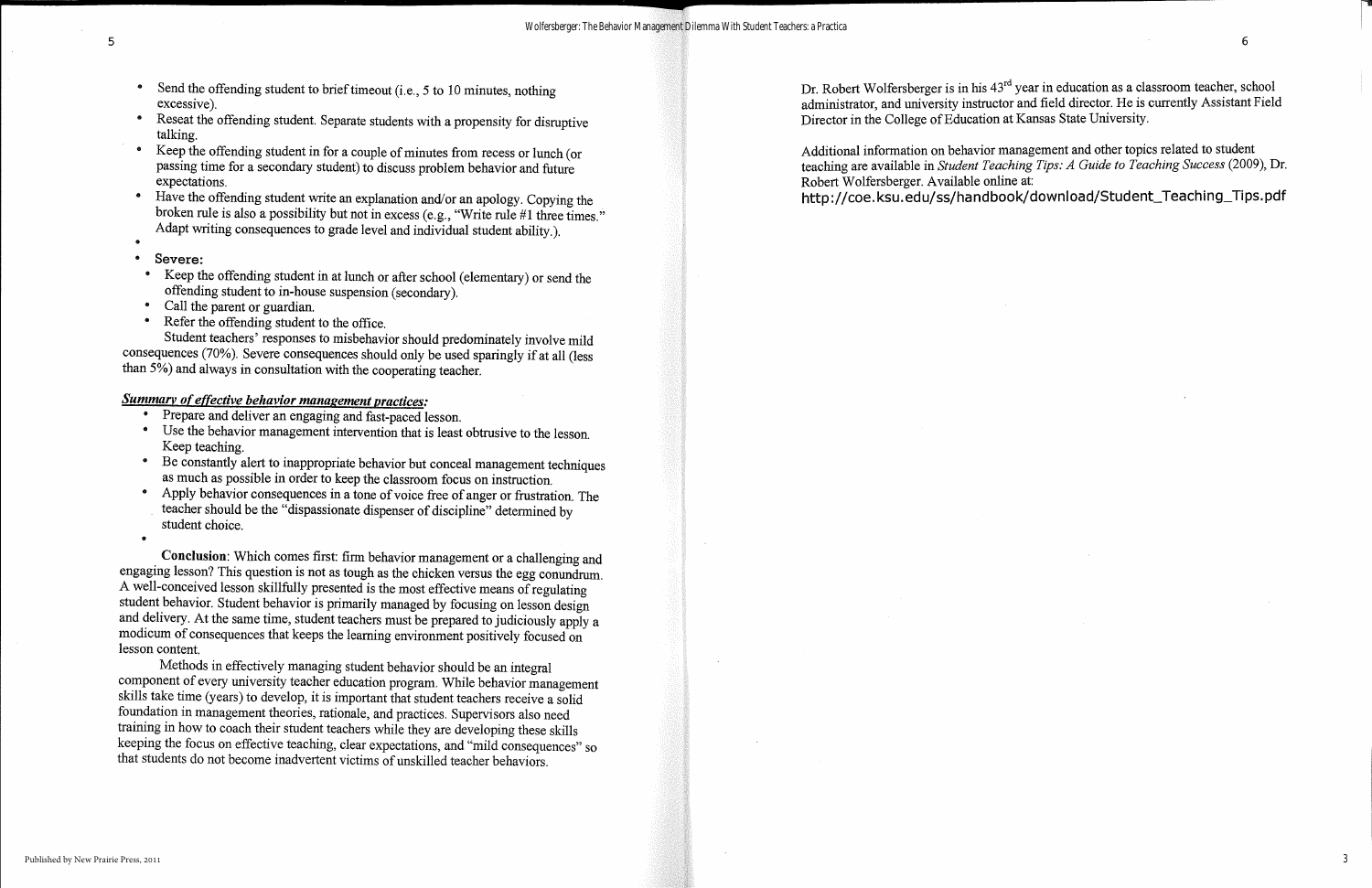- Send the offending student to brief timeout (i.e., 5 to 10 minutes, nothing excessive).
- Reseat the offending student. Separate students with a propensity for disruptive talking.
- Keep the offending student in for a couple of minutes from recess or lunch (or passing time for a secondary student) to discuss problem behavior and future expectations.
- Have the offending student write an explanation and/or an apology. Copying the broken rule is also a possibility but not in excess (e.g., "Write rule #1 three times." Adapt writing consequences to grade level and individual student ability.).

- **Severe:**
  - Keep the offending student in at lunch or after school (elementary) or send the offending student to in-house suspension (secondary).
  - Call the parent or guardian.
  - Refer the offending student to the office.

Student teachers' responses to misbehavior should predominately involve mild consequences (70%). Severe consequences should only be used sparingly if at all (less than 5%) and always in consultation with the cooperating teacher.

***Summary of effective behavior management practices:***

- Prepare and deliver an engaging and fast-paced lesson.
- Use the behavior management intervention that is least obtrusive to the lesson. Keep teaching.
- Be constantly alert to inappropriate behavior but conceal management techniques as much as possible in order to keep the classroom focus on instruction.
- Apply behavior consequences in a tone of voice free of anger or frustration. The teacher should be the "dispassionate dispenser of discipline" determined by student choice.

**Conclusion**: Which comes first: firm behavior management or a challenging and engaging lesson? This question is not as tough as the chicken versus the egg conundrum. A well-conceived lesson skillfully presented is the most effective means of regulating student behavior. Student behavior is primarily managed by focusing on lesson design and delivery. At the same time, student teachers must be prepared to judiciously apply a modicum of consequences that keeps the learning environment positively focused on lesson content.

Methods in effectively managing student behavior should be an integral component of every university teacher education program. While behavior management skills take time (years) to develop, it is important that student teachers receive a solid foundation in management theories, rationale, and practices. Supervisors also need training in how to coach their student teachers while they are developing these skills keeping the focus on effective teaching, clear expectations, and "mild consequences" so that students do not become inadvertent victims of unskilled teacher behaviors.

Dr. Robert Wolfersberger is in his 43rd year in education as a classroom teacher, school administrator, and university instructor and field director. He is currently Assistant Field Director in the College of Education at Kansas State University.

Additional information on behavior management and other topics related to student teaching are available in *Student Teaching Tips: A Guide to Teaching Success* (2009), Dr. Robert Wolfersberger. Available online at:
http://coe.ksu.edu/ss/handbook/download/Student_Teaching_Tips.pdf